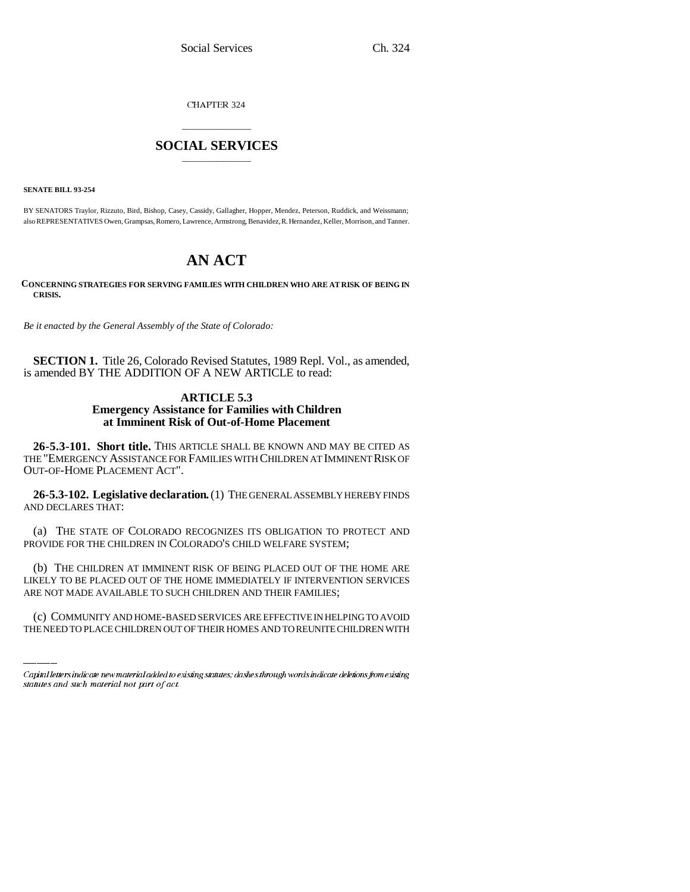CHAPTER 324

# SOCIAL SERVICES

**SENATE BILL 93-254**

BY SENATORS Traylor, Rizzuto, Bird, Bishop, Casey, Cassidy, Gallagher, Hopper, Mendez, Peterson, Ruddick, and Weissmann; also REPRESENTATIVES Owen, Grampsas, Romero, Lawrence, Armstrong, Benavidez, R. Hernandez, Keller, Morrison, and Tanner.

# AN ACT

**CONCERNING STRATEGIES FOR SERVING FAMILIES WITH CHILDREN WHO ARE AT RISK OF BEING IN CRISIS.**

*Be it enacted by the General Assembly of the State of Colorado:*

**SECTION 1.** Title 26, Colorado Revised Statutes, 1989 Repl. Vol., as amended, is amended BY THE ADDITION OF A NEW ARTICLE to read:

### ARTICLE 5.3
### Emergency Assistance for Families with Children at Imminent Risk of Out-of-Home Placement

**26-5.3-101. Short title.** THIS ARTICLE SHALL BE KNOWN AND MAY BE CITED AS THE "EMERGENCY ASSISTANCE FOR FAMILIES WITH CHILDREN AT IMMINENT RISK OF OUT-OF-HOME PLACEMENT ACT".

**26-5.3-102. Legislative declaration.** (1) THE GENERAL ASSEMBLY HEREBY FINDS AND DECLARES THAT:

(a) THE STATE OF COLORADO RECOGNIZES ITS OBLIGATION TO PROTECT AND PROVIDE FOR THE CHILDREN IN COLORADO'S CHILD WELFARE SYSTEM;

(b) THE CHILDREN AT IMMINENT RISK OF BEING PLACED OUT OF THE HOME ARE LIKELY TO BE PLACED OUT OF THE HOME IMMEDIATELY IF INTERVENTION SERVICES ARE NOT MADE AVAILABLE TO SUCH CHILDREN AND THEIR FAMILIES;

(c) COMMUNITY AND HOME-BASED SERVICES ARE EFFECTIVE IN HELPING TO AVOID THE NEED TO PLACE CHILDREN OUT OF THEIR HOMES AND TO REUNITE CHILDREN WITH

*Capital letters indicate new material added to existing statutes; dashes through words indicate deletions from existing statutes and such material not part of act.*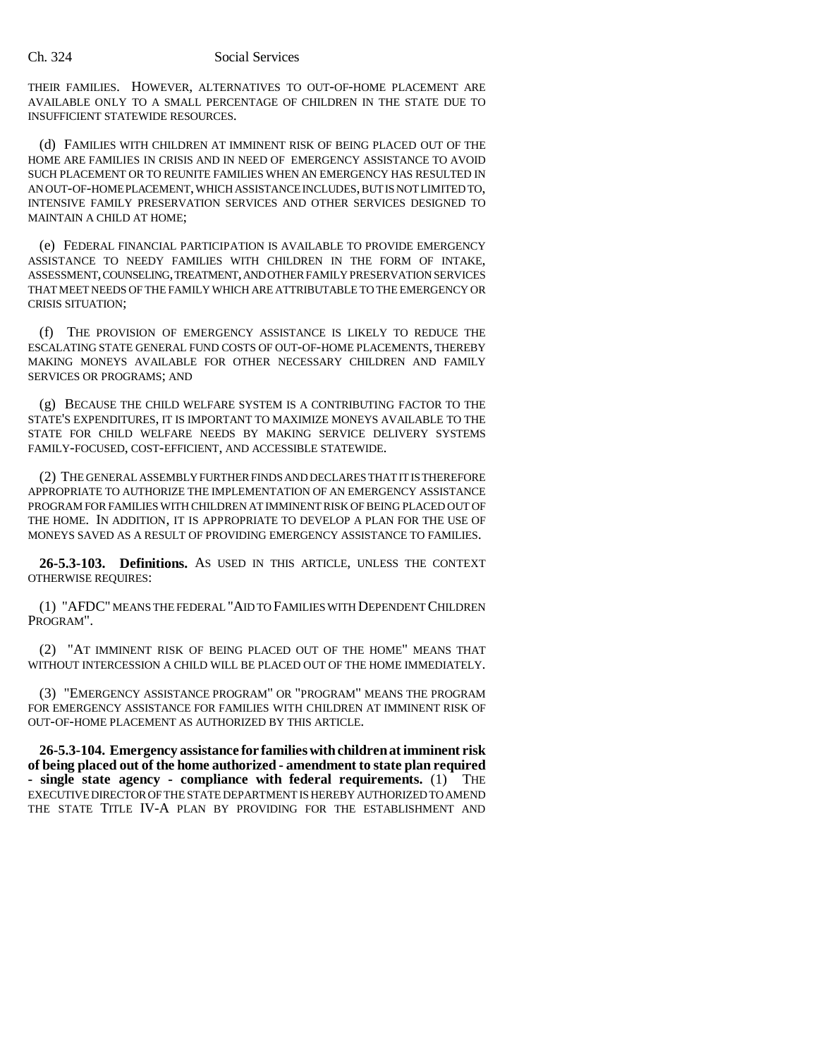THEIR FAMILIES. HOWEVER, ALTERNATIVES TO OUT-OF-HOME PLACEMENT ARE AVAILABLE ONLY TO A SMALL PERCENTAGE OF CHILDREN IN THE STATE DUE TO INSUFFICIENT STATEWIDE RESOURCES.

(d) FAMILIES WITH CHILDREN AT IMMINENT RISK OF BEING PLACED OUT OF THE HOME ARE FAMILIES IN CRISIS AND IN NEED OF EMERGENCY ASSISTANCE TO AVOID SUCH PLACEMENT OR TO REUNITE FAMILIES WHEN AN EMERGENCY HAS RESULTED IN AN OUT-OF-HOME PLACEMENT, WHICH ASSISTANCE INCLUDES, BUT IS NOT LIMITED TO, INTENSIVE FAMILY PRESERVATION SERVICES AND OTHER SERVICES DESIGNED TO MAINTAIN A CHILD AT HOME;

(e) FEDERAL FINANCIAL PARTICIPATION IS AVAILABLE TO PROVIDE EMERGENCY ASSISTANCE TO NEEDY FAMILIES WITH CHILDREN IN THE FORM OF INTAKE, ASSESSMENT, COUNSELING, TREATMENT, AND OTHER FAMILY PRESERVATION SERVICES THAT MEET NEEDS OF THE FAMILY WHICH ARE ATTRIBUTABLE TO THE EMERGENCY OR CRISIS SITUATION;

(f) THE PROVISION OF EMERGENCY ASSISTANCE IS LIKELY TO REDUCE THE ESCALATING STATE GENERAL FUND COSTS OF OUT-OF-HOME PLACEMENTS, THEREBY MAKING MONEYS AVAILABLE FOR OTHER NECESSARY CHILDREN AND FAMILY SERVICES OR PROGRAMS; AND

(g) BECAUSE THE CHILD WELFARE SYSTEM IS A CONTRIBUTING FACTOR TO THE STATE'S EXPENDITURES, IT IS IMPORTANT TO MAXIMIZE MONEYS AVAILABLE TO THE STATE FOR CHILD WELFARE NEEDS BY MAKING SERVICE DELIVERY SYSTEMS FAMILY-FOCUSED, COST-EFFICIENT, AND ACCESSIBLE STATEWIDE.

(2) THE GENERAL ASSEMBLY FURTHER FINDS AND DECLARES THAT IT IS THEREFORE APPROPRIATE TO AUTHORIZE THE IMPLEMENTATION OF AN EMERGENCY ASSISTANCE PROGRAM FOR FAMILIES WITH CHILDREN AT IMMINENT RISK OF BEING PLACED OUT OF THE HOME. IN ADDITION, IT IS APPROPRIATE TO DEVELOP A PLAN FOR THE USE OF MONEYS SAVED AS A RESULT OF PROVIDING EMERGENCY ASSISTANCE TO FAMILIES.

**26-5.3-103. Definitions.** AS USED IN THIS ARTICLE, UNLESS THE CONTEXT OTHERWISE REQUIRES:

(1) "AFDC" MEANS THE FEDERAL "AID TO FAMILIES WITH DEPENDENT CHILDREN PROGRAM".

(2) "AT IMMINENT RISK OF BEING PLACED OUT OF THE HOME" MEANS THAT WITHOUT INTERCESSION A CHILD WILL BE PLACED OUT OF THE HOME IMMEDIATELY.

(3) "EMERGENCY ASSISTANCE PROGRAM" OR "PROGRAM" MEANS THE PROGRAM FOR EMERGENCY ASSISTANCE FOR FAMILIES WITH CHILDREN AT IMMINENT RISK OF OUT-OF-HOME PLACEMENT AS AUTHORIZED BY THIS ARTICLE.

**26-5.3-104. Emergency assistance for families with children at imminent risk of being placed out of the home authorized - amendment to state plan required - single state agency - compliance with federal requirements.** (1) THE EXECUTIVE DIRECTOR OF THE STATE DEPARTMENT IS HEREBY AUTHORIZED TO AMEND THE STATE TITLE IV-A PLAN BY PROVIDING FOR THE ESTABLISHMENT AND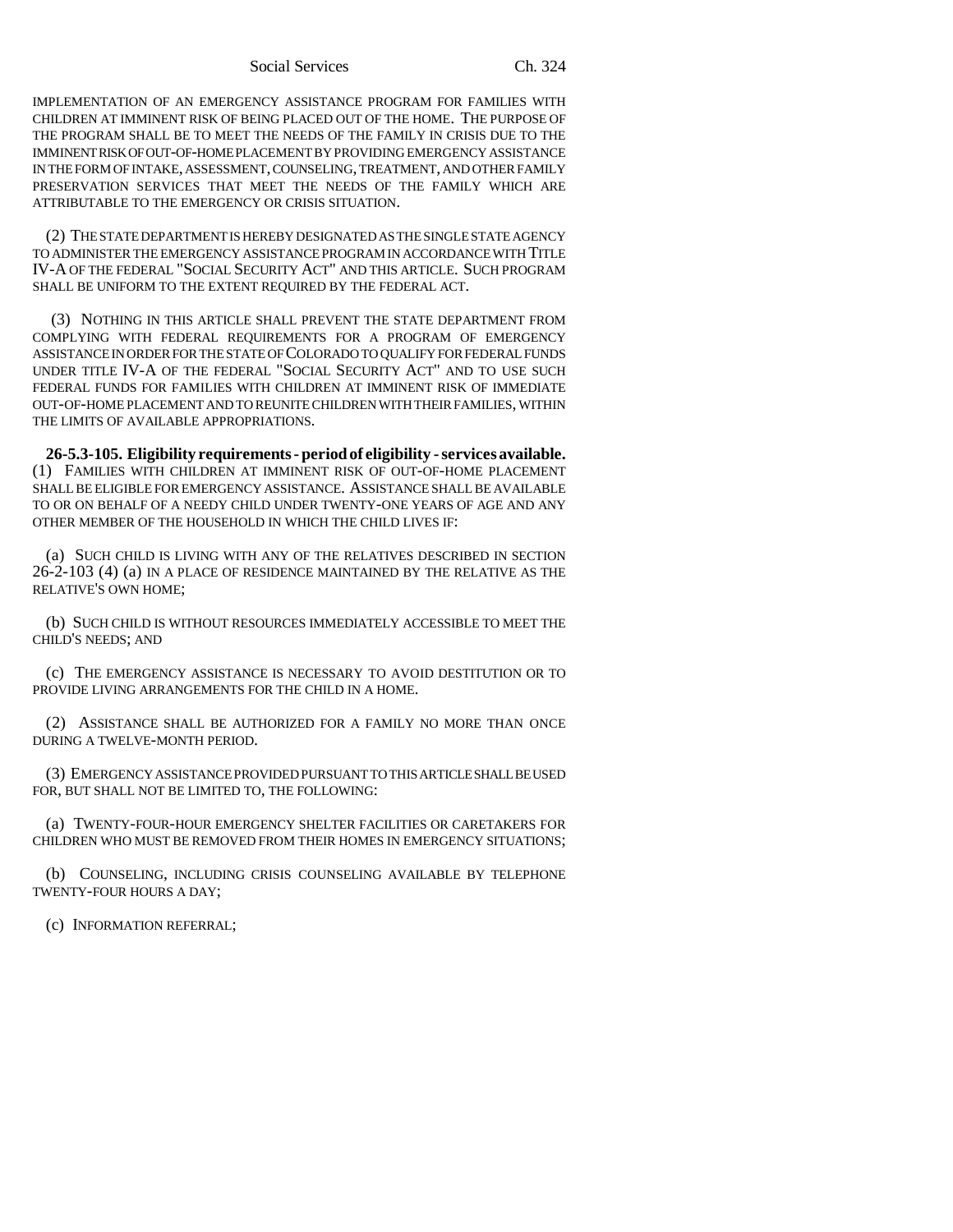IMPLEMENTATION OF AN EMERGENCY ASSISTANCE PROGRAM FOR FAMILIES WITH CHILDREN AT IMMINENT RISK OF BEING PLACED OUT OF THE HOME. THE PURPOSE OF THE PROGRAM SHALL BE TO MEET THE NEEDS OF THE FAMILY IN CRISIS DUE TO THE IMMINENT RISK OF OUT-OF-HOME PLACEMENT BY PROVIDING EMERGENCY ASSISTANCE IN THE FORM OF INTAKE, ASSESSMENT, COUNSELING, TREATMENT, AND OTHER FAMILY PRESERVATION SERVICES THAT MEET THE NEEDS OF THE FAMILY WHICH ARE ATTRIBUTABLE TO THE EMERGENCY OR CRISIS SITUATION.

(2) THE STATE DEPARTMENT IS HEREBY DESIGNATED AS THE SINGLE STATE AGENCY TO ADMINISTER THE EMERGENCY ASSISTANCE PROGRAM IN ACCORDANCE WITH TITLE IV-A OF THE FEDERAL "SOCIAL SECURITY ACT" AND THIS ARTICLE. SUCH PROGRAM SHALL BE UNIFORM TO THE EXTENT REQUIRED BY THE FEDERAL ACT.

(3) NOTHING IN THIS ARTICLE SHALL PREVENT THE STATE DEPARTMENT FROM COMPLYING WITH FEDERAL REQUIREMENTS FOR A PROGRAM OF EMERGENCY ASSISTANCE IN ORDER FOR THE STATE OF COLORADO TO QUALIFY FOR FEDERAL FUNDS UNDER TITLE IV-A OF THE FEDERAL "SOCIAL SECURITY ACT" AND TO USE SUCH FEDERAL FUNDS FOR FAMILIES WITH CHILDREN AT IMMINENT RISK OF IMMEDIATE OUT-OF-HOME PLACEMENT AND TO REUNITE CHILDREN WITH THEIR FAMILIES, WITHIN THE LIMITS OF AVAILABLE APPROPRIATIONS.

**26-5.3-105. Eligibility requirements - period of eligibility - services available.** (1) FAMILIES WITH CHILDREN AT IMMINENT RISK OF OUT-OF-HOME PLACEMENT SHALL BE ELIGIBLE FOR EMERGENCY ASSISTANCE. ASSISTANCE SHALL BE AVAILABLE TO OR ON BEHALF OF A NEEDY CHILD UNDER TWENTY-ONE YEARS OF AGE AND ANY OTHER MEMBER OF THE HOUSEHOLD IN WHICH THE CHILD LIVES IF:

(a) SUCH CHILD IS LIVING WITH ANY OF THE RELATIVES DESCRIBED IN SECTION 26-2-103 (4) (a) IN A PLACE OF RESIDENCE MAINTAINED BY THE RELATIVE AS THE RELATIVE'S OWN HOME;

(b) SUCH CHILD IS WITHOUT RESOURCES IMMEDIATELY ACCESSIBLE TO MEET THE CHILD'S NEEDS; AND

(c) THE EMERGENCY ASSISTANCE IS NECESSARY TO AVOID DESTITUTION OR TO PROVIDE LIVING ARRANGEMENTS FOR THE CHILD IN A HOME.

(2) ASSISTANCE SHALL BE AUTHORIZED FOR A FAMILY NO MORE THAN ONCE DURING A TWELVE-MONTH PERIOD.

(3) EMERGENCY ASSISTANCE PROVIDED PURSUANT TO THIS ARTICLE SHALL BE USED FOR, BUT SHALL NOT BE LIMITED TO, THE FOLLOWING:

(a) TWENTY-FOUR-HOUR EMERGENCY SHELTER FACILITIES OR CARETAKERS FOR CHILDREN WHO MUST BE REMOVED FROM THEIR HOMES IN EMERGENCY SITUATIONS;

(b) COUNSELING, INCLUDING CRISIS COUNSELING AVAILABLE BY TELEPHONE TWENTY-FOUR HOURS A DAY;

(c) INFORMATION REFERRAL;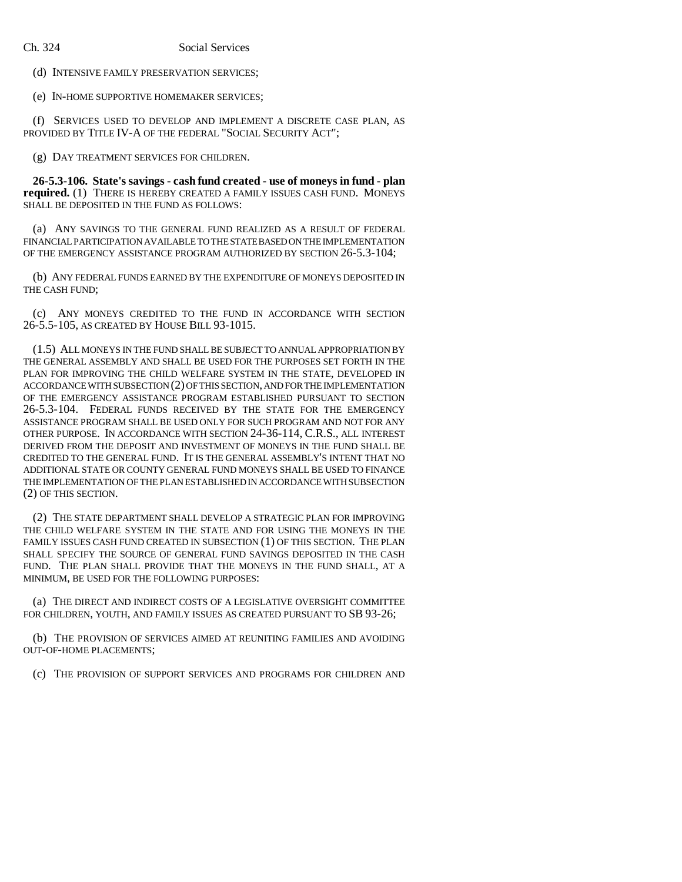(d) INTENSIVE FAMILY PRESERVATION SERVICES;

(e) IN-HOME SUPPORTIVE HOMEMAKER SERVICES;

(f) SERVICES USED TO DEVELOP AND IMPLEMENT A DISCRETE CASE PLAN, AS PROVIDED BY TITLE IV-A OF THE FEDERAL "SOCIAL SECURITY ACT";

(g) DAY TREATMENT SERVICES FOR CHILDREN.

**26-5.3-106. State's savings - cash fund created - use of moneys in fund - plan required.** (1) THERE IS HEREBY CREATED A FAMILY ISSUES CASH FUND. MONEYS SHALL BE DEPOSITED IN THE FUND AS FOLLOWS:

(a) ANY SAVINGS TO THE GENERAL FUND REALIZED AS A RESULT OF FEDERAL FINANCIAL PARTICIPATION AVAILABLE TO THE STATE BASED ON THE IMPLEMENTATION OF THE EMERGENCY ASSISTANCE PROGRAM AUTHORIZED BY SECTION 26-5.3-104;

(b) ANY FEDERAL FUNDS EARNED BY THE EXPENDITURE OF MONEYS DEPOSITED IN THE CASH FUND;

(c) ANY MONEYS CREDITED TO THE FUND IN ACCORDANCE WITH SECTION 26-5.5-105, AS CREATED BY HOUSE BILL 93-1015.

(1.5) ALL MONEYS IN THE FUND SHALL BE SUBJECT TO ANNUAL APPROPRIATION BY THE GENERAL ASSEMBLY AND SHALL BE USED FOR THE PURPOSES SET FORTH IN THE PLAN FOR IMPROVING THE CHILD WELFARE SYSTEM IN THE STATE, DEVELOPED IN ACCORDANCE WITH SUBSECTION (2) OF THIS SECTION, AND FOR THE IMPLEMENTATION OF THE EMERGENCY ASSISTANCE PROGRAM ESTABLISHED PURSUANT TO SECTION 26-5.3-104. FEDERAL FUNDS RECEIVED BY THE STATE FOR THE EMERGENCY ASSISTANCE PROGRAM SHALL BE USED ONLY FOR SUCH PROGRAM AND NOT FOR ANY OTHER PURPOSE. IN ACCORDANCE WITH SECTION 24-36-114, C.R.S., ALL INTEREST DERIVED FROM THE DEPOSIT AND INVESTMENT OF MONEYS IN THE FUND SHALL BE CREDITED TO THE GENERAL FUND. IT IS THE GENERAL ASSEMBLY'S INTENT THAT NO ADDITIONAL STATE OR COUNTY GENERAL FUND MONEYS SHALL BE USED TO FINANCE THE IMPLEMENTATION OF THE PLAN ESTABLISHED IN ACCORDANCE WITH SUBSECTION (2) OF THIS SECTION.

(2) THE STATE DEPARTMENT SHALL DEVELOP A STRATEGIC PLAN FOR IMPROVING THE CHILD WELFARE SYSTEM IN THE STATE AND FOR USING THE MONEYS IN THE FAMILY ISSUES CASH FUND CREATED IN SUBSECTION (1) OF THIS SECTION. THE PLAN SHALL SPECIFY THE SOURCE OF GENERAL FUND SAVINGS DEPOSITED IN THE CASH FUND. THE PLAN SHALL PROVIDE THAT THE MONEYS IN THE FUND SHALL, AT A MINIMUM, BE USED FOR THE FOLLOWING PURPOSES:

(a) THE DIRECT AND INDIRECT COSTS OF A LEGISLATIVE OVERSIGHT COMMITTEE FOR CHILDREN, YOUTH, AND FAMILY ISSUES AS CREATED PURSUANT TO SB 93-26;

(b) THE PROVISION OF SERVICES AIMED AT REUNITING FAMILIES AND AVOIDING OUT-OF-HOME PLACEMENTS;

(c) THE PROVISION OF SUPPORT SERVICES AND PROGRAMS FOR CHILDREN AND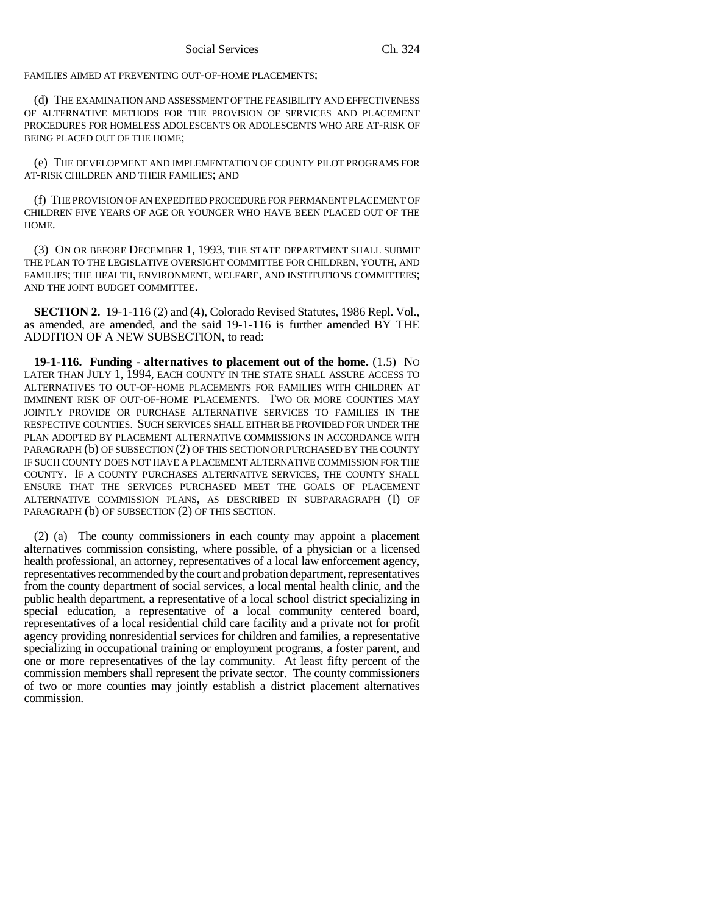FAMILIES AIMED AT PREVENTING OUT-OF-HOME PLACEMENTS;

(d) THE EXAMINATION AND ASSESSMENT OF THE FEASIBILITY AND EFFECTIVENESS OF ALTERNATIVE METHODS FOR THE PROVISION OF SERVICES AND PLACEMENT PROCEDURES FOR HOMELESS ADOLESCENTS OR ADOLESCENTS WHO ARE AT-RISK OF BEING PLACED OUT OF THE HOME;

(e) THE DEVELOPMENT AND IMPLEMENTATION OF COUNTY PILOT PROGRAMS FOR AT-RISK CHILDREN AND THEIR FAMILIES; AND

(f) THE PROVISION OF AN EXPEDITED PROCEDURE FOR PERMANENT PLACEMENT OF CHILDREN FIVE YEARS OF AGE OR YOUNGER WHO HAVE BEEN PLACED OUT OF THE HOME.

(3) ON OR BEFORE DECEMBER 1, 1993, THE STATE DEPARTMENT SHALL SUBMIT THE PLAN TO THE LEGISLATIVE OVERSIGHT COMMITTEE FOR CHILDREN, YOUTH, AND FAMILIES; THE HEALTH, ENVIRONMENT, WELFARE, AND INSTITUTIONS COMMITTEES; AND THE JOINT BUDGET COMMITTEE.

**SECTION 2.** 19-1-116 (2) and (4), Colorado Revised Statutes, 1986 Repl. Vol., as amended, are amended, and the said 19-1-116 is further amended BY THE ADDITION OF A NEW SUBSECTION, to read:

**19-1-116. Funding - alternatives to placement out of the home.** (1.5) NO LATER THAN JULY 1, 1994, EACH COUNTY IN THE STATE SHALL ASSURE ACCESS TO ALTERNATIVES TO OUT-OF-HOME PLACEMENTS FOR FAMILIES WITH CHILDREN AT IMMINENT RISK OF OUT-OF-HOME PLACEMENTS. TWO OR MORE COUNTIES MAY JOINTLY PROVIDE OR PURCHASE ALTERNATIVE SERVICES TO FAMILIES IN THE RESPECTIVE COUNTIES. SUCH SERVICES SHALL EITHER BE PROVIDED FOR UNDER THE PLAN ADOPTED BY PLACEMENT ALTERNATIVE COMMISSIONS IN ACCORDANCE WITH PARAGRAPH (b) OF SUBSECTION (2) OF THIS SECTION OR PURCHASED BY THE COUNTY IF SUCH COUNTY DOES NOT HAVE A PLACEMENT ALTERNATIVE COMMISSION FOR THE COUNTY. IF A COUNTY PURCHASES ALTERNATIVE SERVICES, THE COUNTY SHALL ENSURE THAT THE SERVICES PURCHASED MEET THE GOALS OF PLACEMENT ALTERNATIVE COMMISSION PLANS, AS DESCRIBED IN SUBPARAGRAPH (I) OF PARAGRAPH (b) OF SUBSECTION (2) OF THIS SECTION.

(2) (a) The county commissioners in each county may appoint a placement alternatives commission consisting, where possible, of a physician or a licensed health professional, an attorney, representatives of a local law enforcement agency, representatives recommended by the court and probation department, representatives from the county department of social services, a local mental health clinic, and the public health department, a representative of a local school district specializing in special education, a representative of a local community centered board, representatives of a local residential child care facility and a private not for profit agency providing nonresidential services for children and families, a representative specializing in occupational training or employment programs, a foster parent, and one or more representatives of the lay community. At least fifty percent of the commission members shall represent the private sector. The county commissioners of two or more counties may jointly establish a district placement alternatives commission.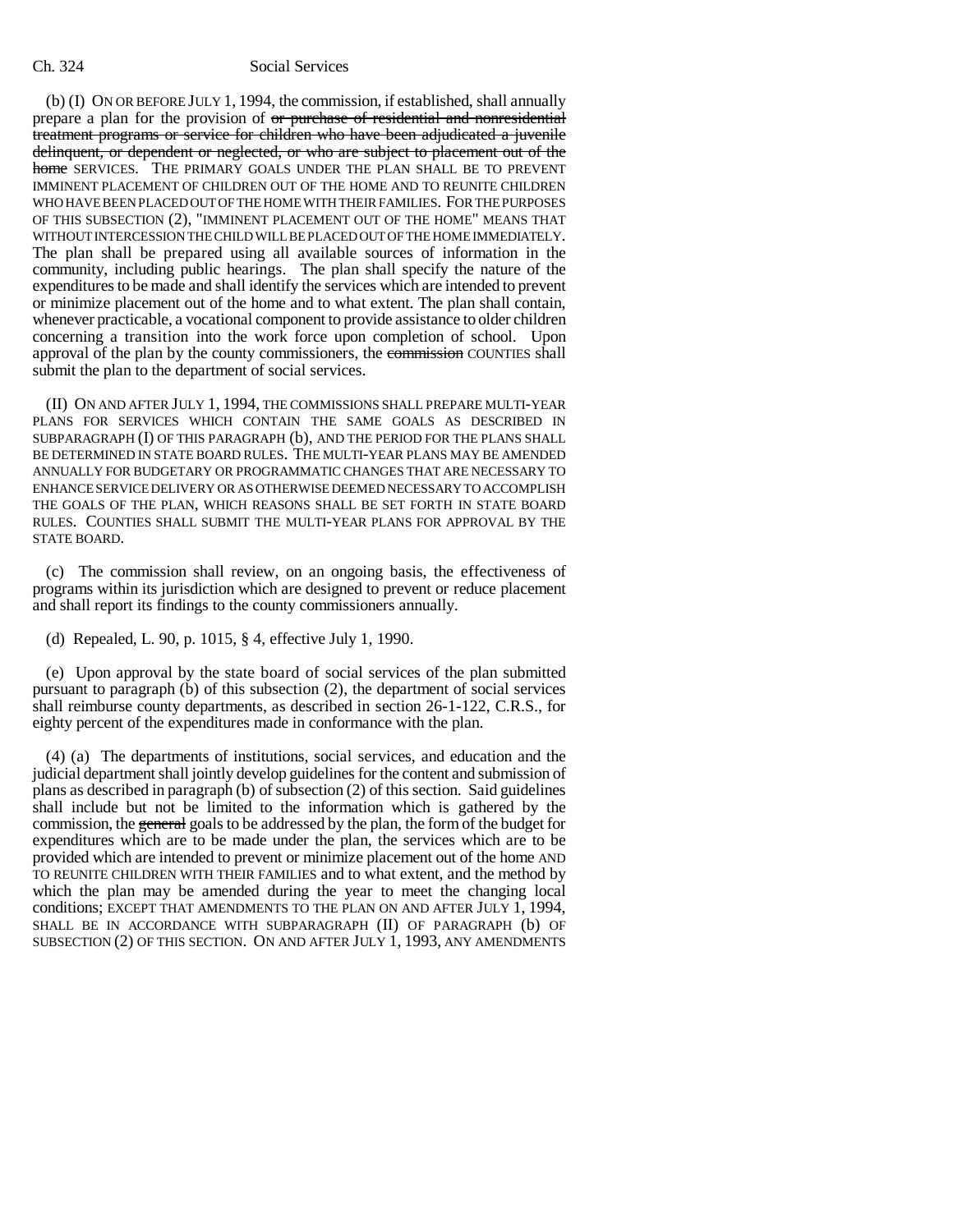(b) (I) ON OR BEFORE JULY 1, 1994, the commission, if established, shall annually prepare a plan for the provision of ~~or purchase of residential and nonresidential treatment programs or service for children who have been adjudicated a juvenile delinquent, or dependent or neglected, or who are subject to placement out of the home~~ SERVICES. THE PRIMARY GOALS UNDER THE PLAN SHALL BE TO PREVENT IMMINENT PLACEMENT OF CHILDREN OUT OF THE HOME AND TO REUNITE CHILDREN WHO HAVE BEEN PLACED OUT OF THE HOME WITH THEIR FAMILIES. FOR THE PURPOSES OF THIS SUBSECTION (2), "IMMINENT PLACEMENT OUT OF THE HOME" MEANS THAT WITHOUT INTERCESSION THE CHILD WILL BE PLACED OUT OF THE HOME IMMEDIATELY. The plan shall be prepared using all available sources of information in the community, including public hearings. The plan shall specify the nature of the expenditures to be made and shall identify the services which are intended to prevent or minimize placement out of the home and to what extent. The plan shall contain, whenever practicable, a vocational component to provide assistance to older children concerning a transition into the work force upon completion of school. Upon approval of the plan by the county commissioners, the ~~commission~~ COUNTIES shall submit the plan to the department of social services.

(II) ON AND AFTER JULY 1, 1994, THE COMMISSIONS SHALL PREPARE MULTI-YEAR PLANS FOR SERVICES WHICH CONTAIN THE SAME GOALS AS DESCRIBED IN SUBPARAGRAPH (I) OF THIS PARAGRAPH (b), AND THE PERIOD FOR THE PLANS SHALL BE DETERMINED IN STATE BOARD RULES. THE MULTI-YEAR PLANS MAY BE AMENDED ANNUALLY FOR BUDGETARY OR PROGRAMMATIC CHANGES THAT ARE NECESSARY TO ENHANCE SERVICE DELIVERY OR AS OTHERWISE DEEMED NECESSARY TO ACCOMPLISH THE GOALS OF THE PLAN, WHICH REASONS SHALL BE SET FORTH IN STATE BOARD RULES. COUNTIES SHALL SUBMIT THE MULTI-YEAR PLANS FOR APPROVAL BY THE STATE BOARD.

(c) The commission shall review, on an ongoing basis, the effectiveness of programs within its jurisdiction which are designed to prevent or reduce placement and shall report its findings to the county commissioners annually.

(d) Repealed, L. 90, p. 1015, § 4, effective July 1, 1990.

(e) Upon approval by the state board of social services of the plan submitted pursuant to paragraph (b) of this subsection (2), the department of social services shall reimburse county departments, as described in section 26-1-122, C.R.S., for eighty percent of the expenditures made in conformance with the plan.

(4) (a) The departments of institutions, social services, and education and the judicial department shall jointly develop guidelines for the content and submission of plans as described in paragraph (b) of subsection (2) of this section. Said guidelines shall include but not be limited to the information which is gathered by the commission, the ~~general~~ goals to be addressed by the plan, the form of the budget for expenditures which are to be made under the plan, the services which are to be provided which are intended to prevent or minimize placement out of the home AND TO REUNITE CHILDREN WITH THEIR FAMILIES and to what extent, and the method by which the plan may be amended during the year to meet the changing local conditions; EXCEPT THAT AMENDMENTS TO THE PLAN ON AND AFTER JULY 1, 1994, SHALL BE IN ACCORDANCE WITH SUBPARAGRAPH (II) OF PARAGRAPH (b) OF SUBSECTION (2) OF THIS SECTION. ON AND AFTER JULY 1, 1993, ANY AMENDMENTS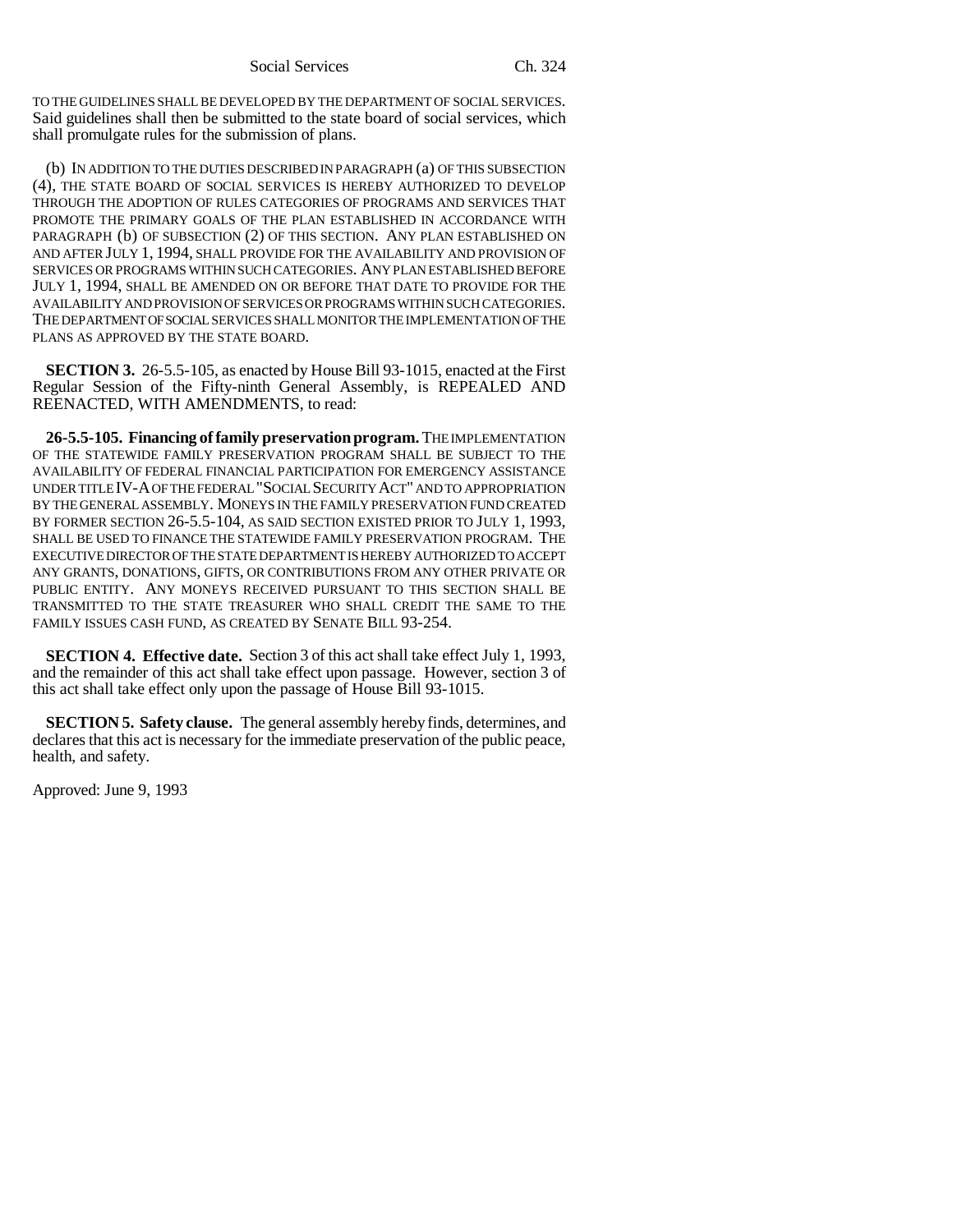TO THE GUIDELINES SHALL BE DEVELOPED BY THE DEPARTMENT OF SOCIAL SERVICES. Said guidelines shall then be submitted to the state board of social services, which shall promulgate rules for the submission of plans.

(b) IN ADDITION TO THE DUTIES DESCRIBED IN PARAGRAPH (a) OF THIS SUBSECTION (4), THE STATE BOARD OF SOCIAL SERVICES IS HEREBY AUTHORIZED TO DEVELOP THROUGH THE ADOPTION OF RULES CATEGORIES OF PROGRAMS AND SERVICES THAT PROMOTE THE PRIMARY GOALS OF THE PLAN ESTABLISHED IN ACCORDANCE WITH PARAGRAPH (b) OF SUBSECTION (2) OF THIS SECTION. ANY PLAN ESTABLISHED ON AND AFTER JULY 1, 1994, SHALL PROVIDE FOR THE AVAILABILITY AND PROVISION OF SERVICES OR PROGRAMS WITHIN SUCH CATEGORIES. ANY PLAN ESTABLISHED BEFORE JULY 1, 1994, SHALL BE AMENDED ON OR BEFORE THAT DATE TO PROVIDE FOR THE AVAILABILITY AND PROVISION OF SERVICES OR PROGRAMS WITHIN SUCH CATEGORIES. THE DEPARTMENT OF SOCIAL SERVICES SHALL MONITOR THE IMPLEMENTATION OF THE PLANS AS APPROVED BY THE STATE BOARD.

**SECTION 3.** 26-5.5-105, as enacted by House Bill 93-1015, enacted at the First Regular Session of the Fifty-ninth General Assembly, is REPEALED AND REENACTED, WITH AMENDMENTS, to read:

**26-5.5-105. Financing of family preservation program.** THE IMPLEMENTATION OF THE STATEWIDE FAMILY PRESERVATION PROGRAM SHALL BE SUBJECT TO THE AVAILABILITY OF FEDERAL FINANCIAL PARTICIPATION FOR EMERGENCY ASSISTANCE UNDER TITLE IV-A OF THE FEDERAL "SOCIAL SECURITY ACT" AND TO APPROPRIATION BY THE GENERAL ASSEMBLY. MONEYS IN THE FAMILY PRESERVATION FUND CREATED BY FORMER SECTION 26-5.5-104, AS SAID SECTION EXISTED PRIOR TO JULY 1, 1993, SHALL BE USED TO FINANCE THE STATEWIDE FAMILY PRESERVATION PROGRAM. THE EXECUTIVE DIRECTOR OF THE STATE DEPARTMENT IS HEREBY AUTHORIZED TO ACCEPT ANY GRANTS, DONATIONS, GIFTS, OR CONTRIBUTIONS FROM ANY OTHER PRIVATE OR PUBLIC ENTITY. ANY MONEYS RECEIVED PURSUANT TO THIS SECTION SHALL BE TRANSMITTED TO THE STATE TREASURER WHO SHALL CREDIT THE SAME TO THE FAMILY ISSUES CASH FUND, AS CREATED BY SENATE BILL 93-254.

**SECTION 4. Effective date.** Section 3 of this act shall take effect July 1, 1993, and the remainder of this act shall take effect upon passage. However, section 3 of this act shall take effect only upon the passage of House Bill 93-1015.

**SECTION 5. Safety clause.** The general assembly hereby finds, determines, and declares that this act is necessary for the immediate preservation of the public peace, health, and safety.

Approved: June 9, 1993